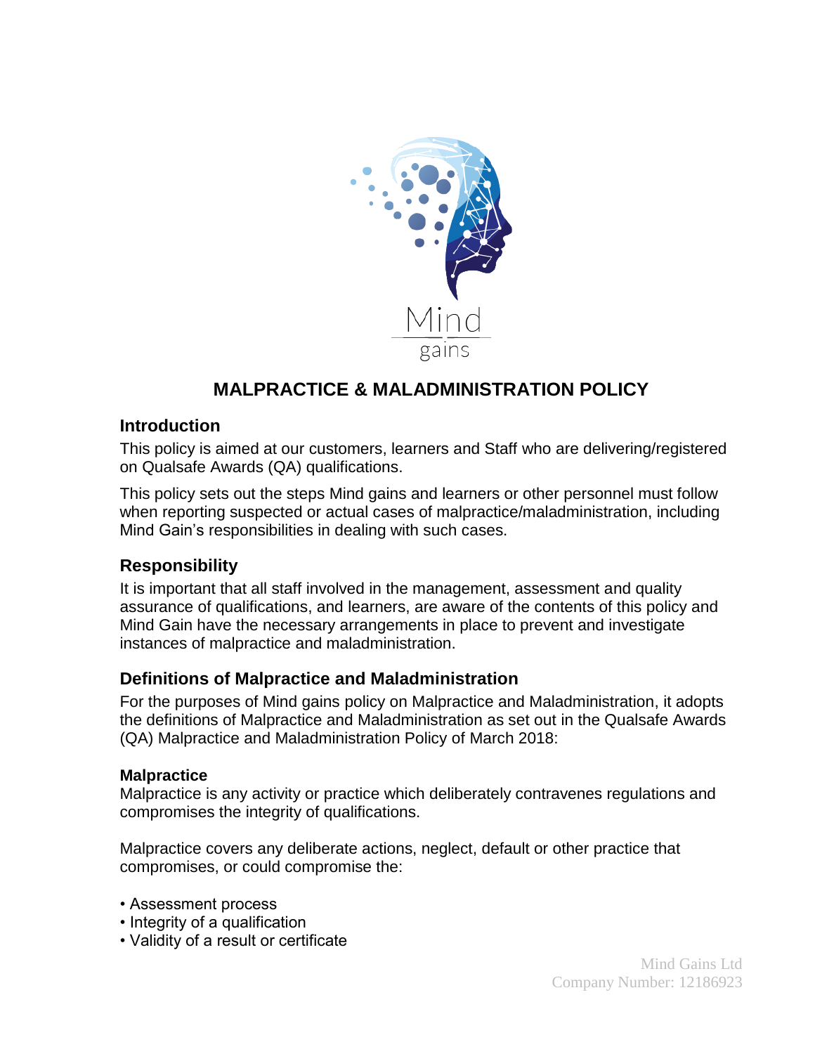# MALPRACTICE & MALADMINISTRATION POLICY

## Introduction

This policy is aimed at our customers, learners and Staff who are delivering/registered on Qualsafe Awards (QA) qualifications.

This policy sets out the steps Mind gains and learners or other personnel must follow when reporting suspected or actual cases of malpractice/maladministration, including Mind Gain's responsibilities in dealing with such cases.

## Responsibility

It is important that all staff involved in the management, assessment and quality assurance of qualifications, and learners, are aware of the contents of this policy and Mind Gain have the necessary arrangements in place to prevent and investigate instances of malpractice and maladministration.

## Definitions of Malpractice and Maladministration

For the purposes of Mind gains policy on Malpractice and Maladministration, it adopts the definitions of Malpractice and Maladministration as set out in the Qualsafe Awards (QA) Malpractice and Maladministration Policy of March 2018:

### Malpractice

Malpractice is any activity or practice which deliberately contravenes regulations and compromises the integrity of qualifications.

Malpractice covers any deliberate actions, neglect, default or other practice that compromises, or could compromise the:

- Assessment process
- Integrity of a qualification
- Validity of a result or certificate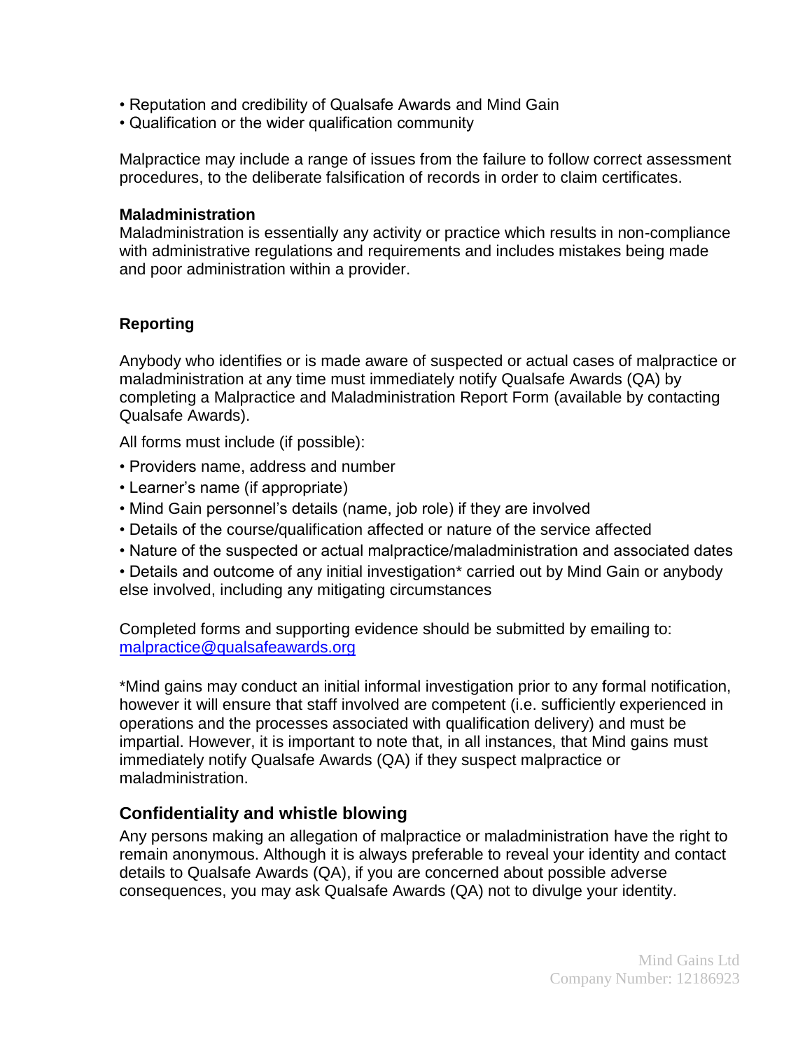- Reputation and credibility of Qualsafe Awards and Mind Gain
- Qualification or the wider qualification community

Malpractice may include a range of issues from the failure to follow correct assessment procedures, to the deliberate falsification of records in order to claim certificates.

**Maladministration**
Maladministration is essentially any activity or practice which results in non-compliance with administrative regulations and requirements and includes mistakes being made and poor administration within a provider.

**Reporting**

Anybody who identifies or is made aware of suspected or actual cases of malpractice or maladministration at any time must immediately notify Qualsafe Awards (QA) by completing a Malpractice and Maladministration Report Form (available by contacting Qualsafe Awards).

All forms must include (if possible):

- Providers name, address and number
- Learner's name (if appropriate)
- Mind Gain personnel's details (name, job role) if they are involved
- Details of the course/qualification affected or nature of the service affected
- Nature of the suspected or actual malpractice/maladministration and associated dates
- Details and outcome of any initial investigation* carried out by Mind Gain or anybody else involved, including any mitigating circumstances

Completed forms and supporting evidence should be submitted by emailing to: [malpractice@qualsafeawards.org](mailto:malpractice@qualsafeawards.org)

*Mind gains may conduct an initial informal investigation prior to any formal notification, however it will ensure that staff involved are competent (i.e. sufficiently experienced in operations and the processes associated with qualification delivery) and must be impartial. However, it is important to note that, in all instances, that Mind gains must immediately notify Qualsafe Awards (QA) if they suspect malpractice or maladministration.

## Confidentiality and whistle blowing

Any persons making an allegation of malpractice or maladministration have the right to remain anonymous. Although it is always preferable to reveal your identity and contact details to Qualsafe Awards (QA), if you are concerned about possible adverse consequences, you may ask Qualsafe Awards (QA) not to divulge your identity.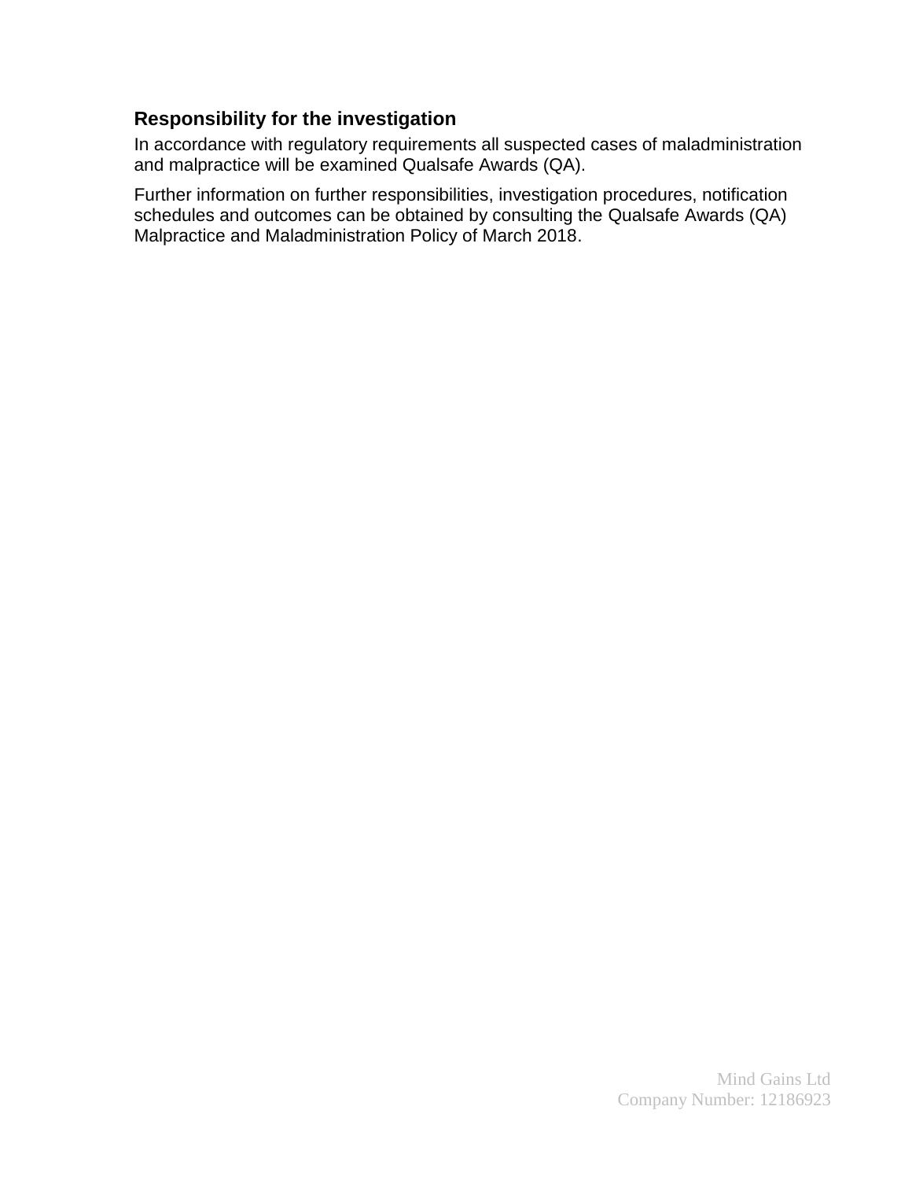### Responsibility for the investigation

In accordance with regulatory requirements all suspected cases of maladministration and malpractice will be examined Qualsafe Awards (QA).

Further information on further responsibilities, investigation procedures, notification schedules and outcomes can be obtained by consulting the Qualsafe Awards (QA) Malpractice and Maladministration Policy of March 2018.